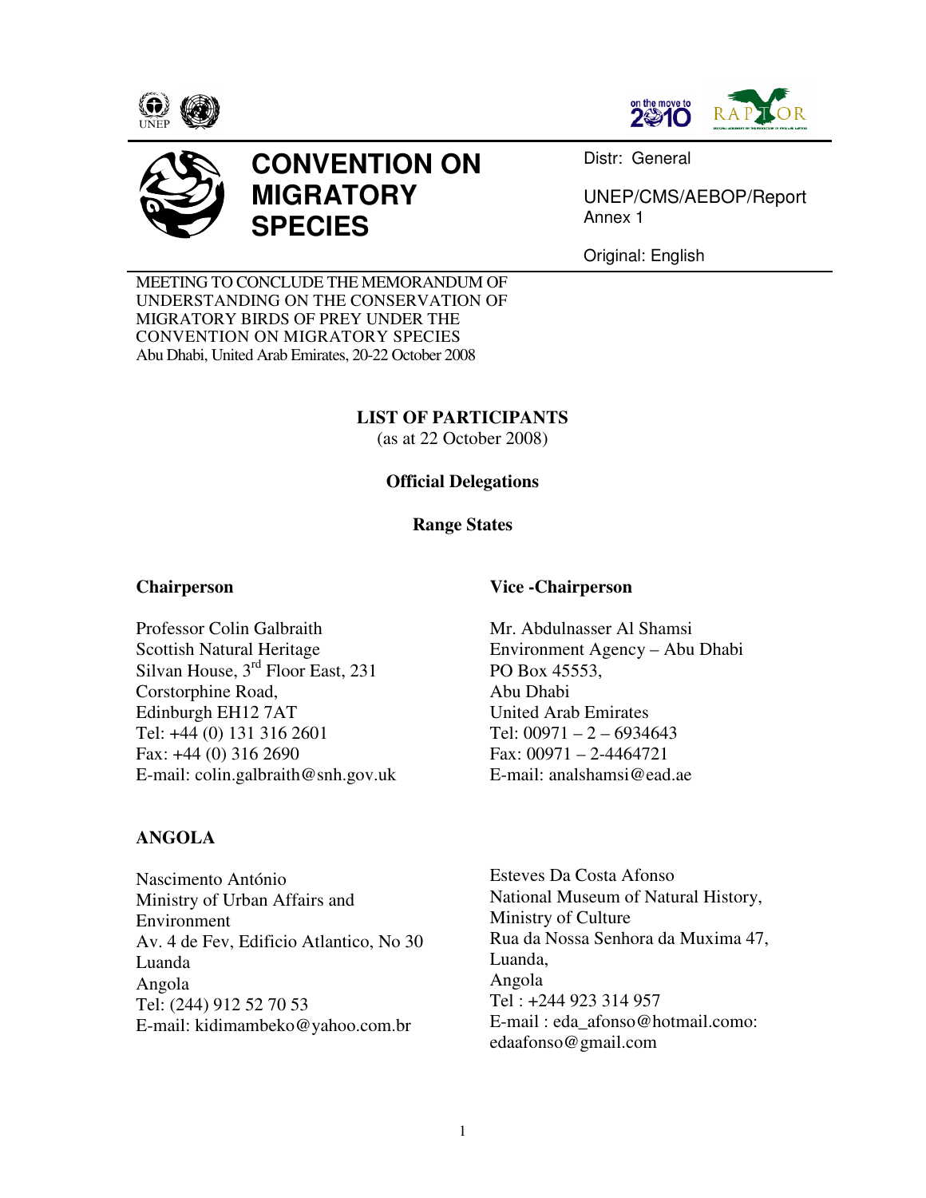# CONVENTION ON MIGRATORY SPECIES

Distr: General

UNEP/CMS/AEBOP/Report
Annex 1

Original: English

MEETING TO CONCLUDE THE MEMORANDUM OF UNDERSTANDING ON THE CONSERVATION OF MIGRATORY BIRDS OF PREY UNDER THE CONVENTION ON MIGRATORY SPECIES
Abu Dhabi, United Arab Emirates, 20-22 October 2008

## LIST OF PARTICIPANTS
(as at 22 October 2008)

### Official Delegations

### Range States

**Chairperson**

Professor Colin Galbraith
Scottish Natural Heritage
Silvan House, 3rd Floor East, 231
Corstorphine Road,
Edinburgh EH12 7AT
Tel: +44 (0) 131 316 2601
Fax: +44 (0) 316 2690
E-mail: colin.galbraith@snh.gov.uk

**Vice -Chairperson**

Mr. Abdulnasser Al Shamsi
Environment Agency – Abu Dhabi
PO Box 45553,
Abu Dhabi
United Arab Emirates
Tel: 00971 – 2 – 6934643
Fax: 00971 – 2-4464721
E-mail: analshamsi@ead.ae

**ANGOLA**

Nascimento António
Ministry of Urban Affairs and Environment
Av. 4 de Fev, Edificio Atlantico, No 30
Luanda
Angola
Tel: (244) 912 52 70 53
E-mail: kidimambeko@yahoo.com.br

Esteves Da Costa Afonso
National Museum of Natural History,
Ministry of Culture
Rua da Nossa Senhora da Muxima 47,
Luanda,
Angola
Tel : +244 923 314 957
E-mail : eda_afonso@hotmail.como: edaafonso@gmail.com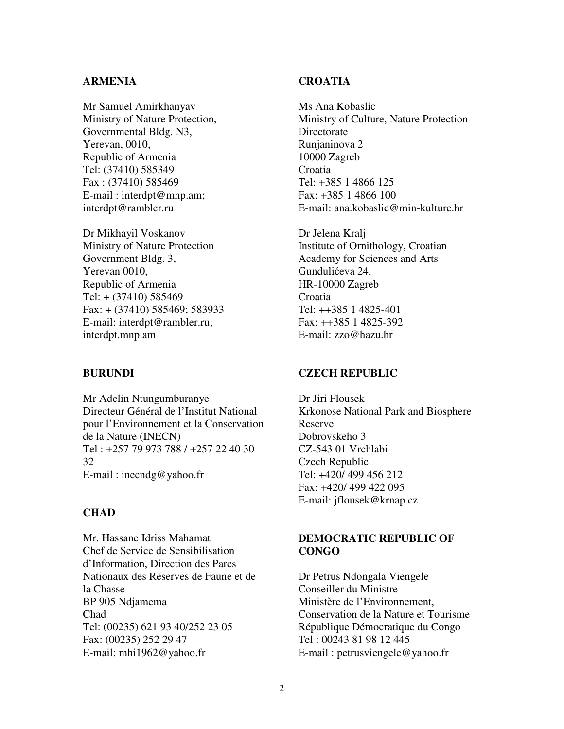## ARMENIA

Mr Samuel Amirkhanyav
Ministry of Nature Protection,
Governmental Bldg. N3,
Yerevan, 0010,
Republic of Armenia
Tel: (37410) 585349
Fax : (37410) 585469
E-mail : interdpt@mnp.am;
interdpt@rambler.ru

Dr Mikhayil Voskanov
Ministry of Nature Protection
Government Bldg. 3,
Yerevan 0010,
Republic of Armenia
Tel: + (37410) 585469
Fax: + (37410) 585469; 583933
E-mail: interdpt@rambler.ru;
interdpt.mnp.am

## BURUNDI

Mr Adelin Ntungumburanye
Directeur Général de l'Institut National pour l'Environnement et la Conservation de la Nature (INECN)
Tel : +257 79 973 788 / +257 22 40 30 32
E-mail : inecndg@yahoo.fr

## CHAD

Mr. Hassane Idriss Mahamat
Chef de Service de Sensibilisation d'Information, Direction des Parcs Nationaux des Réserves de Faune et de la Chasse
BP 905 Ndjamema
Chad
Tel: (00235) 621 93 40/252 23 05
Fax: (00235) 252 29 47
E-mail: mhi1962@yahoo.fr

## CROATIA

Ms Ana Kobaslic
Ministry of Culture, Nature Protection Directorate
Runjaninova 2
10000 Zagreb
Croatia
Tel: +385 1 4866 125
Fax: +385 1 4866 100
E-mail: ana.kobaslic@min-kulture.hr

Dr Jelena Kralj
Institute of Ornithology, Croatian Academy for Sciences and Arts
Gundulićeva 24,
HR-10000 Zagreb
Croatia
Tel: ++385 1 4825-401
Fax: ++385 1 4825-392
E-mail: zzo@hazu.hr

## CZECH REPUBLIC

Dr Jiri Flousek
Krkonose National Park and Biosphere Reserve
Dobrovskeho 3
CZ-543 01 Vrchlabi
Czech Republic
Tel: +420/ 499 456 212
Fax: +420/ 499 422 095
E-mail: jflousek@krnap.cz

## DEMOCRATIC REPUBLIC OF CONGO

Dr Petrus Ndongala Viengele
Conseiller du Ministre
Ministère de l'Environnement, Conservation de la Nature et Tourisme
République Démocratique du Congo
Tel : 00243 81 98 12 445
E-mail : petrusviengele@yahoo.fr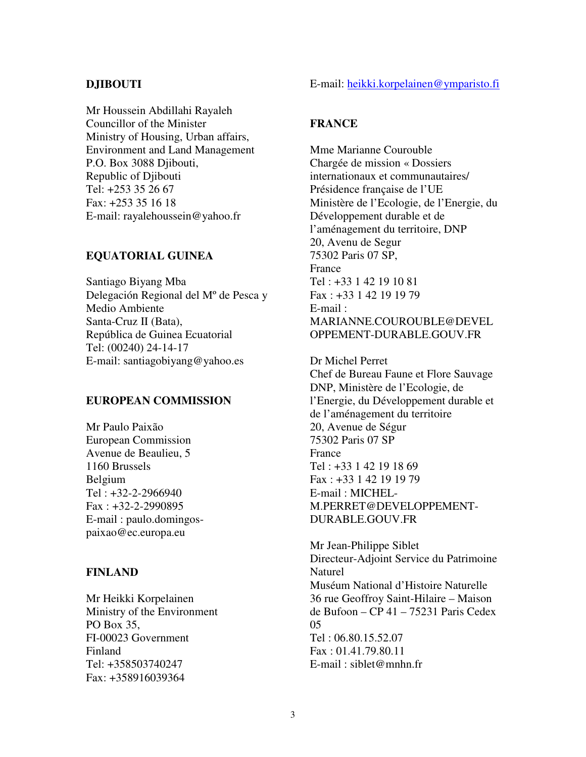**DJIBOUTI**

Mr Houssein Abdillahi Rayaleh
Councillor of the Minister
Ministry of Housing, Urban affairs, Environment and Land Management
P.O. Box 3088 Djibouti,
Republic of Djibouti
Tel: +253 35 26 67
Fax: +253 35 16 18
E-mail: rayalehoussein@yahoo.fr

**EQUATORIAL GUINEA**

Santiago Biyang Mba
Delegación Regional del Mº de Pesca y Medio Ambiente
Santa-Cruz II (Bata),
República de Guinea Ecuatorial
Tel: (00240) 24-14-17
E-mail: santiagobiyang@yahoo.es

**EUROPEAN COMMISSION**

Mr Paulo Paixão
European Commission
Avenue de Beaulieu, 5
1160 Brussels
Belgium
Tel : +32-2-2966940
Fax : +32-2-2990895
E-mail : paulo.domingos-paixao@ec.europa.eu

**FINLAND**

Mr Heikki Korpelainen
Ministry of the Environment
PO Box 35,
FI-00023 Government
Finland
Tel: +358503740247
Fax: +358916039364
E-mail: heikki.korpelainen@ymparisto.fi

**FRANCE**

Mme Marianne Courouble
Chargée de mission « Dossiers internationaux et communautaires/ Présidence française de l'UE
Ministère de l'Ecologie, de l'Energie, du Développement durable et de l'aménagement du territoire, DNP
20, Avenu de Segur
75302 Paris 07 SP,
France
Tel : +33 1 42 19 10 81
Fax : +33 1 42 19 19 79
E-mail : MARIANNE.COUROUBLE@DEVELOPPEMENT-DURABLE.GOUV.FR

Dr Michel Perret
Chef de Bureau Faune et Flore Sauvage
DNP, Ministère de l'Ecologie, de l'Energie, du Développement durable et de l'aménagement du territoire
20, Avenue de Ségur
75302 Paris 07 SP
France
Tel : +33 1 42 19 18 69
Fax : +33 1 42 19 19 79
E-mail : MICHEL-M.PERRET@DEVELOPPEMENT-DURABLE.GOUV.FR

Mr Jean-Philippe Siblet
Directeur-Adjoint Service du Patrimoine Naturel
Muséum National d'Histoire Naturelle
36 rue Geoffroy Saint-Hilaire – Maison de Bufoon – CP 41 – 75231 Paris Cedex 05
Tel : 06.80.15.52.07
Fax : 01.41.79.80.11
E-mail : siblet@mnhn.fr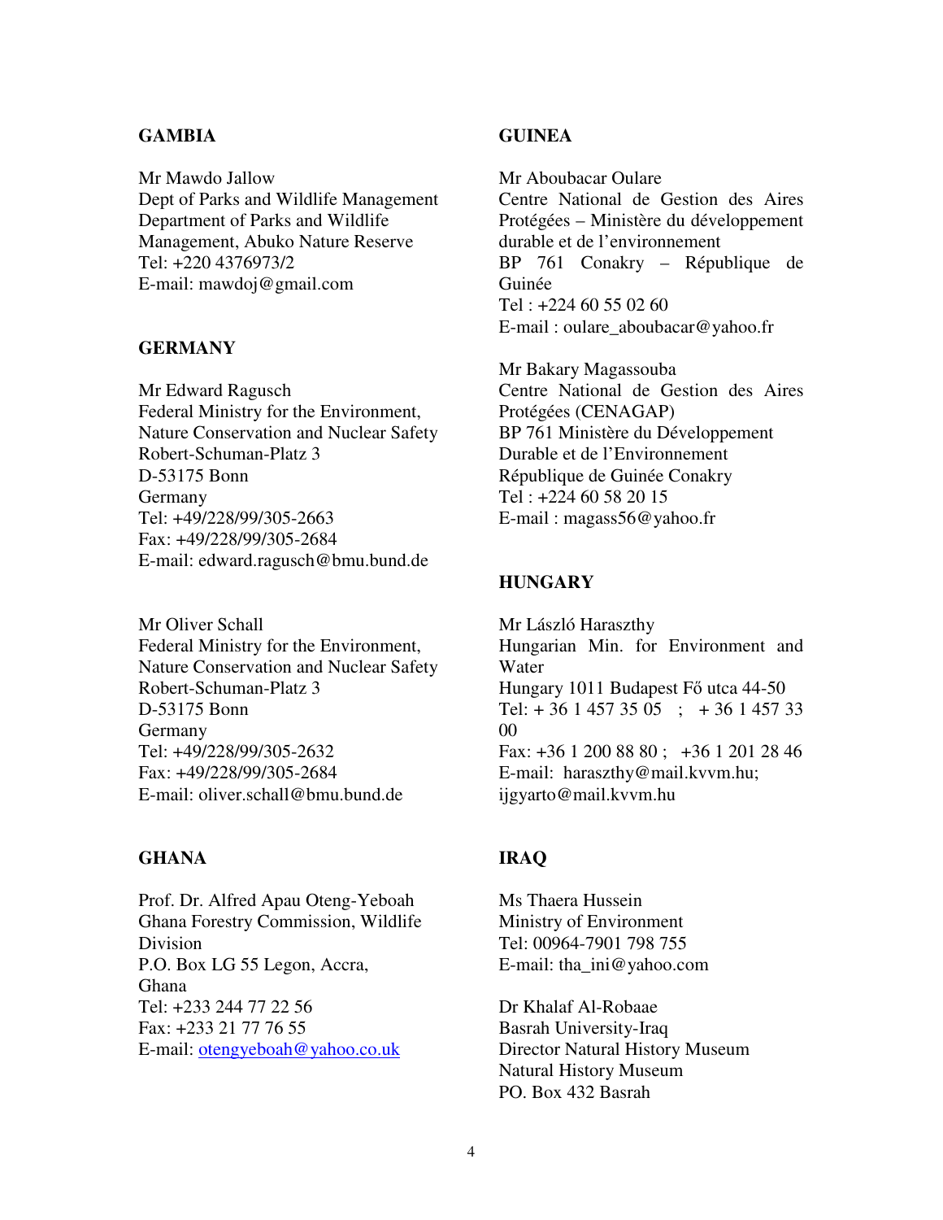**GAMBIA**

Mr Mawdo Jallow
Dept of Parks and Wildlife Management
Department of Parks and Wildlife Management, Abuko Nature Reserve
Tel: +220 4376973/2
E-mail: mawdoj@gmail.com

**GERMANY**

Mr Edward Ragusch
Federal Ministry for the Environment, Nature Conservation and Nuclear Safety
Robert-Schuman-Platz 3
D-53175 Bonn
Germany
Tel: +49/228/99/305-2663
Fax: +49/228/99/305-2684
E-mail: edward.ragusch@bmu.bund.de

Mr Oliver Schall
Federal Ministry for the Environment, Nature Conservation and Nuclear Safety
Robert-Schuman-Platz 3
D-53175 Bonn
Germany
Tel: +49/228/99/305-2632
Fax: +49/228/99/305-2684
E-mail: oliver.schall@bmu.bund.de

**GHANA**

Prof. Dr. Alfred Apau Oteng-Yeboah
Ghana Forestry Commission, Wildlife Division
P.O. Box LG 55 Legon, Accra,
Ghana
Tel: +233 244 77 22 56
Fax: +233 21 77 76 55
E-mail: otengyeboah@yahoo.co.uk

**GUINEA**

Mr Aboubacar Oulare
Centre National de Gestion des Aires Protégées – Ministère du développement durable et de l'environnement
BP 761 Conakry – République de Guinée
Tel : +224 60 55 02 60
E-mail : oulare_aboubacar@yahoo.fr

Mr Bakary Magassouba
Centre National de Gestion des Aires Protégées (CENAGAP)
BP 761 Ministère du Développement Durable et de l'Environnement
République de Guinée Conakry
Tel : +224 60 58 20 15
E-mail : magass56@yahoo.fr

**HUNGARY**

Mr László Haraszthy
Hungarian Min. for Environment and Water
Hungary 1011 Budapest Fő utca 44-50
Tel: + 36 1 457 35 05 ; + 36 1 457 33 00
Fax: +36 1 200 88 80 ; +36 1 201 28 46
E-mail: haraszthy@mail.kvvm.hu; ijgyarto@mail.kvvm.hu

**IRAQ**

Ms Thaera Hussein
Ministry of Environment
Tel: 00964-7901 798 755
E-mail: tha_ini@yahoo.com

Dr Khalaf Al-Robaae
Basrah University-Iraq
Director Natural History Museum
Natural History Museum
PO. Box 432 Basrah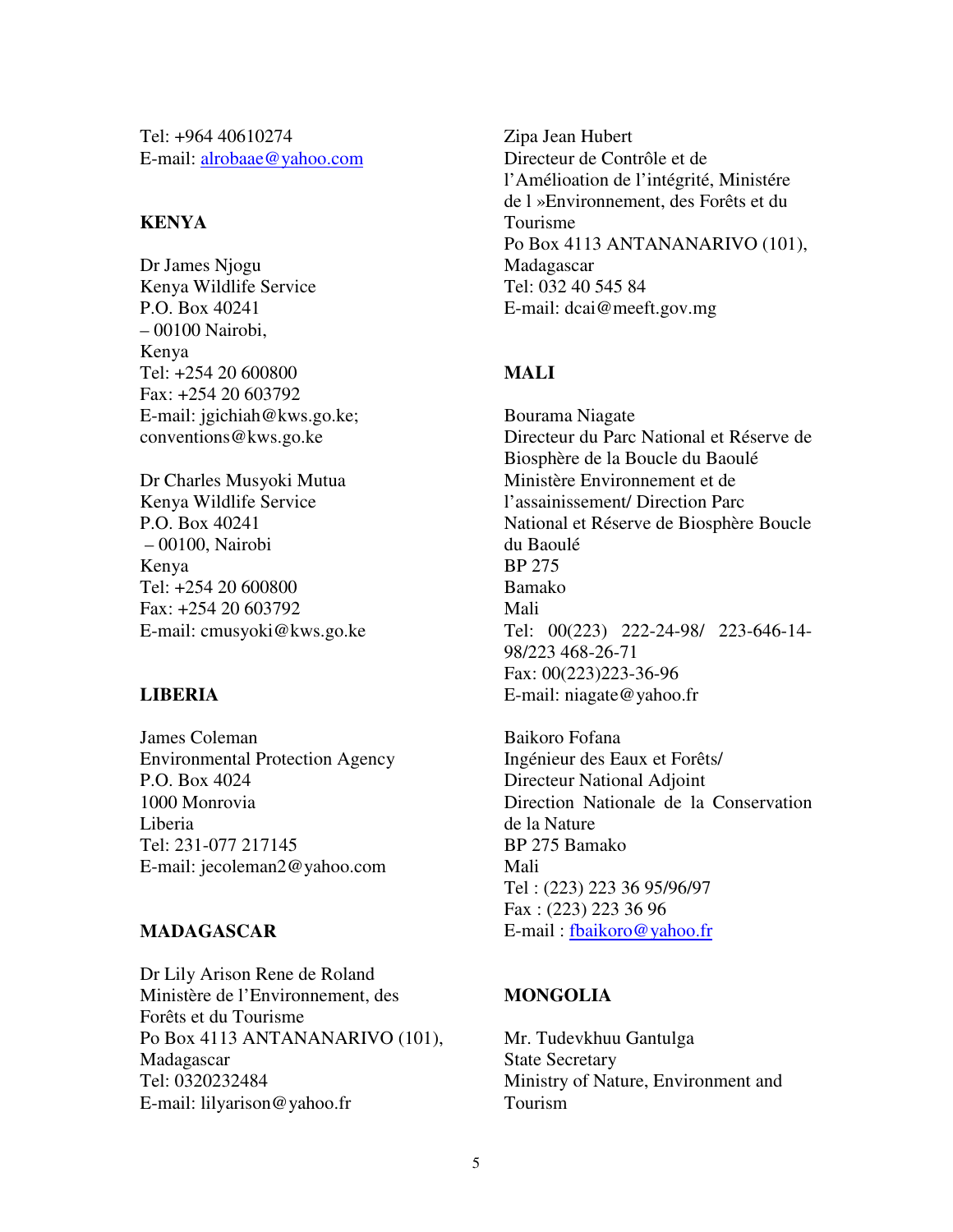Tel: +964 40610274
E-mail: alrobaae@yahoo.com

**KENYA**

Dr James Njogu
Kenya Wildlife Service
P.O. Box 40241
– 00100 Nairobi,
Kenya
Tel: +254 20 600800
Fax: +254 20 603792
E-mail: jgichiah@kws.go.ke; conventions@kws.go.ke

Dr Charles Musyoki Mutua
Kenya Wildlife Service
P.O. Box 40241
– 00100, Nairobi
Kenya
Tel: +254 20 600800
Fax: +254 20 603792
E-mail: cmusyoki@kws.go.ke

**LIBERIA**

James Coleman
Environmental Protection Agency
P.O. Box 4024
1000 Monrovia
Liberia
Tel: 231-077 217145
E-mail: jecoleman2@yahoo.com

**MADAGASCAR**

Dr Lily Arison Rene de Roland
Ministère de l'Environnement, des Forêts et du Tourisme
Po Box 4113 ANTANANARIVO (101), Madagascar
Tel: 0320232484
E-mail: lilyarison@yahoo.fr

Zipa Jean Hubert
Directeur de Contrôle et de l'Amélioation de l'intégrité, Ministére de l »Environnement, des Forêts et du Tourisme
Po Box 4113 ANTANANARIVO (101), Madagascar
Tel: 032 40 545 84
E-mail: dcai@meeft.gov.mg

**MALI**

Bourama Niagate
Directeur du Parc National et Réserve de Biosphère de la Boucle du Baoulé
Ministère Environnement et de l'assainissement/ Direction Parc National et Réserve de Biosphère Boucle du Baoulé
BP 275
Bamako
Mali
Tel: 00(223) 222-24-98/ 223-646-14-98/223 468-26-71
Fax: 00(223)223-36-96
E-mail: niagate@yahoo.fr

Baikoro Fofana
Ingénieur des Eaux et Forêts/ Directeur National Adjoint
Direction Nationale de la Conservation de la Nature
BP 275 Bamako
Mali
Tel : (223) 223 36 95/96/97
Fax : (223) 223 36 96
E-mail : fbaikoro@yahoo.fr

**MONGOLIA**

Mr. Tudevkhuu Gantulga
State Secretary
Ministry of Nature, Environment and Tourism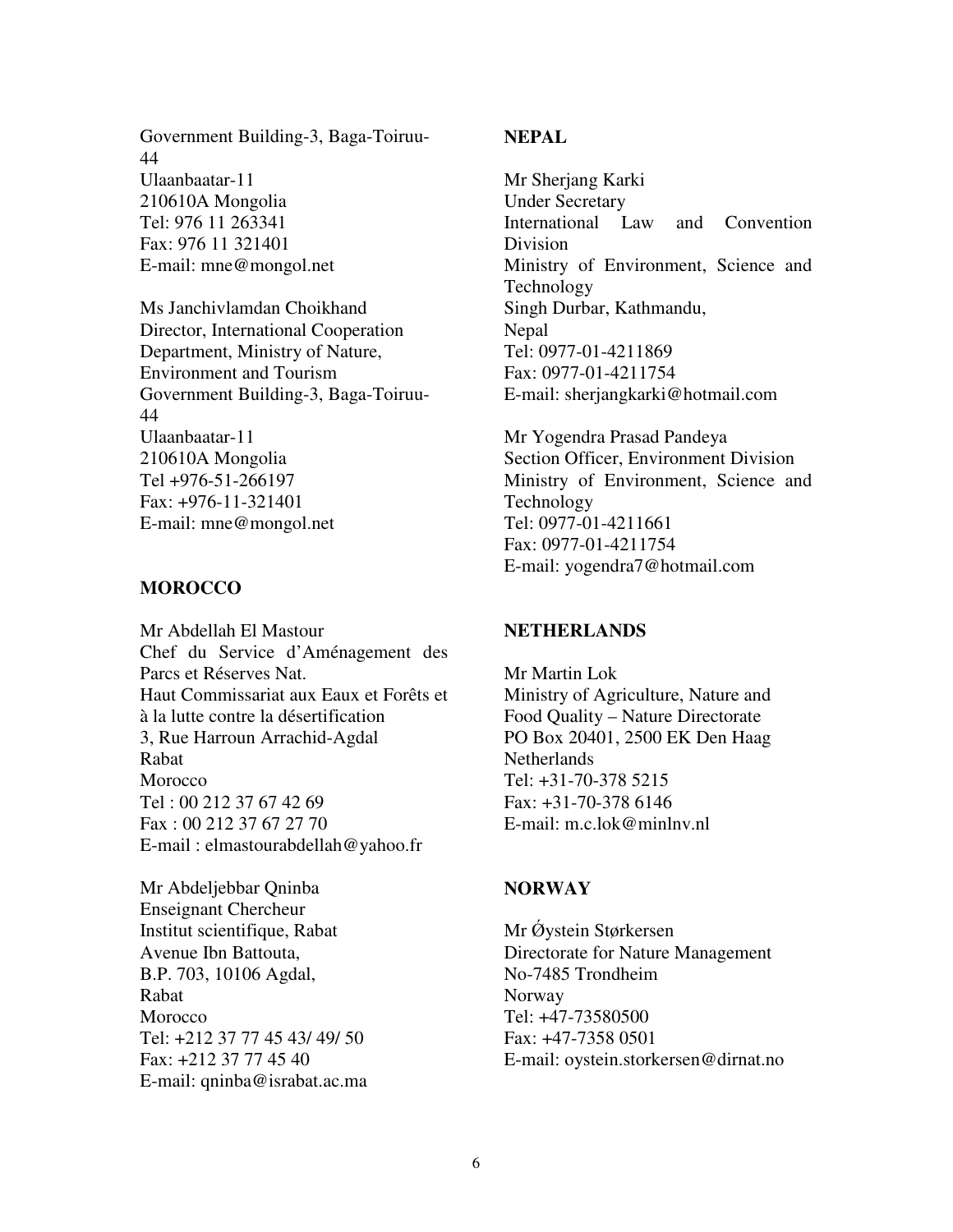Government Building-3, Baga-Toiruu-44
Ulaanbaatar-11
210610A Mongolia
Tel: 976 11 263341
Fax: 976 11 321401
E-mail: mne@mongol.net

Ms Janchivlamdan Choikhand
Director, International Cooperation Department, Ministry of Nature, Environment and Tourism
Government Building-3, Baga-Toiruu-44
Ulaanbaatar-11
210610A Mongolia
Tel +976-51-266197
Fax: +976-11-321401
E-mail: mne@mongol.net

**MOROCCO**

Mr Abdellah El Mastour
Chef du Service d'Aménagement des Parcs et Réserves Nat.
Haut Commissariat aux Eaux et Forêts et à la lutte contre la désertification
3, Rue Harroun Arrachid-Agdal
Rabat
Morocco
Tel : 00 212 37 67 42 69
Fax : 00 212 37 67 27 70
E-mail : elmastourabdellah@yahoo.fr

Mr Abdeljebbar Qninba
Enseignant Chercheur
Institut scientifique, Rabat
Avenue Ibn Battouta,
B.P. 703, 10106 Agdal,
Rabat
Morocco
Tel: +212 37 77 45 43/ 49/ 50
Fax: +212 37 77 45 40
E-mail: qninba@israbat.ac.ma

**NEPAL**

Mr Sherjang Karki
Under Secretary
International Law and Convention Division
Ministry of Environment, Science and Technology
Singh Durbar, Kathmandu,
Nepal
Tel: 0977-01-4211869
Fax: 0977-01-4211754
E-mail: sherjangkarki@hotmail.com

Mr Yogendra Prasad Pandeya
Section Officer, Environment Division
Ministry of Environment, Science and Technology
Tel: 0977-01-4211661
Fax: 0977-01-4211754
E-mail: yogendra7@hotmail.com

**NETHERLANDS**

Mr Martin Lok
Ministry of Agriculture, Nature and Food Quality – Nature Directorate
PO Box 20401, 2500 EK Den Haag
Netherlands
Tel: +31-70-378 5215
Fax: +31-70-378 6146
E-mail: m.c.lok@minlnv.nl

**NORWAY**

Mr Ǿystein Størkersen
Directorate for Nature Management
No-7485 Trondheim
Norway
Tel: +47-73580500
Fax: +47-7358 0501
E-mail: oystein.storkersen@dirnat.no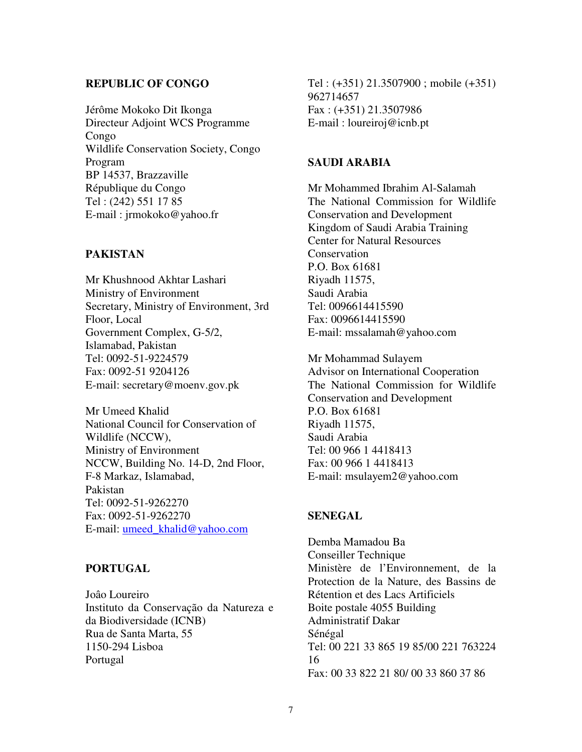**REPUBLIC OF CONGO**

Jérôme Mokoko Dit Ikonga
Directeur Adjoint WCS Programme Congo
Wildlife Conservation Society, Congo Program
BP 14537, Brazzaville
République du Congo
Tel : (242) 551 17 85
E-mail : jrmokoko@yahoo.fr

**PAKISTAN**

Mr Khushnood Akhtar Lashari
Ministry of Environment
Secretary, Ministry of Environment, 3rd Floor, Local
Government Complex, G-5/2,
Islamabad, Pakistan
Tel: 0092-51-9224579
Fax: 0092-51 9204126
E-mail: secretary@moenv.gov.pk

Mr Umeed Khalid
National Council for Conservation of Wildlife (NCCW),
Ministry of Environment
NCCW, Building No. 14-D, 2nd Floor,
F-8 Markaz, Islamabad,
Pakistan
Tel: 0092-51-9262270
Fax: 0092-51-9262270
E-mail: umeed_khalid@yahoo.com

**PORTUGAL**

Joâo Loureiro
Instituto da Conservação da Natureza e da Biodiversidade (ICNB)
Rua de Santa Marta, 55
1150-294 Lisboa
Portugal
Tel : (+351) 21.3507900 ; mobile (+351) 962714657
Fax : (+351) 21.3507986
E-mail : loureiroj@icnb.pt

**SAUDI ARABIA**

Mr Mohammed Ibrahim Al-Salamah
The National Commission for Wildlife Conservation and Development
Kingdom of Saudi Arabia Training Center for Natural Resources Conservation
P.O. Box 61681
Riyadh 11575,
Saudi Arabia
Tel: 0096614415590
Fax: 0096614415590
E-mail: mssalamah@yahoo.com

Mr Mohammad Sulayem
Advisor on International Cooperation
The National Commission for Wildlife Conservation and Development
P.O. Box 61681
Riyadh 11575,
Saudi Arabia
Tel: 00 966 1 4418413
Fax: 00 966 1 4418413
E-mail: msulayem2@yahoo.com

**SENEGAL**

Demba Mamadou Ba
Conseiller Technique
Ministère de l'Environnement, de la Protection de la Nature, des Bassins de Rétention et des Lacs Artificiels
Boite postale 4055 Building Administratif Dakar
Sénégal
Tel: 00 221 33 865 19 85/00 221 763224 16
Fax: 00 33 822 21 80/ 00 33 860 37 86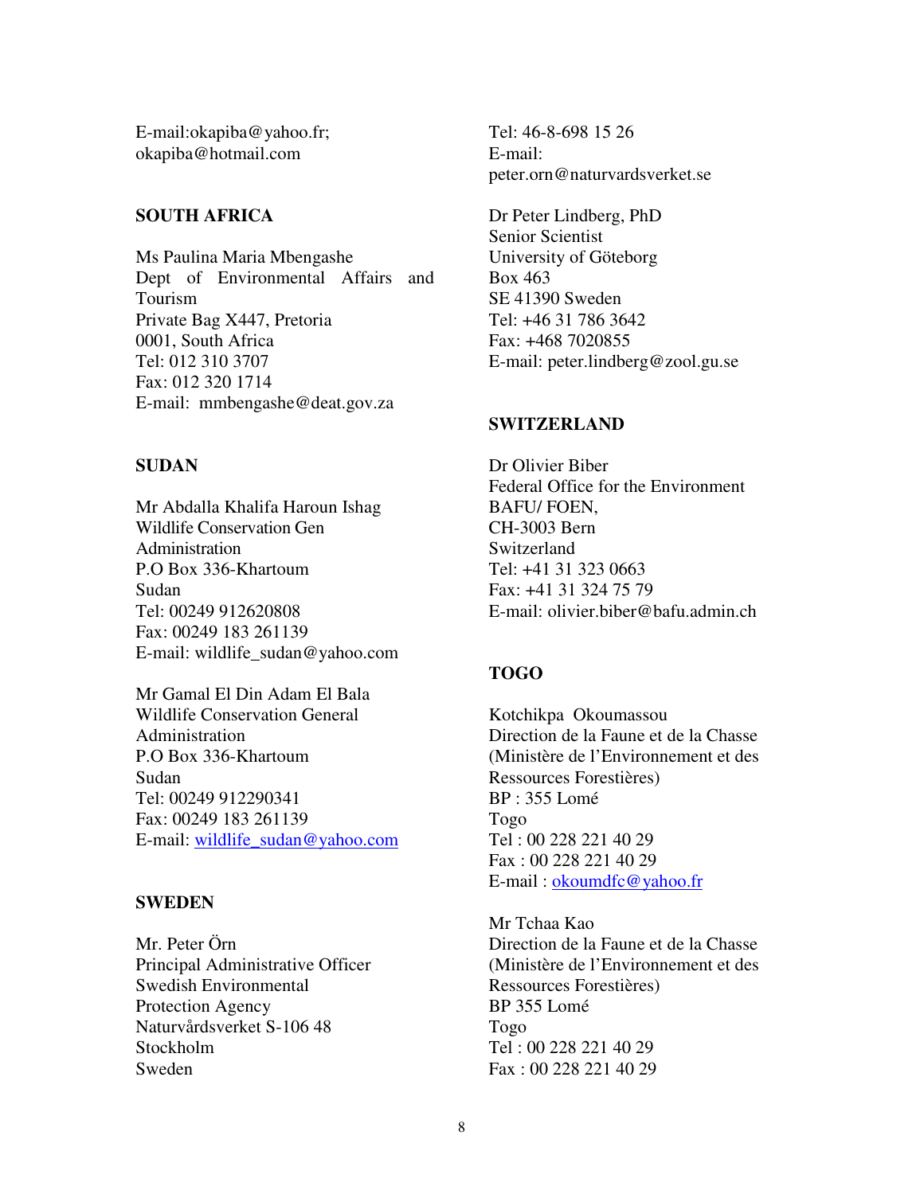E-mail:okapiba@yahoo.fr;
okapiba@hotmail.com

**SOUTH AFRICA**

Ms Paulina Maria Mbengashe
Dept of Environmental Affairs and Tourism
Private Bag X447, Pretoria
0001, South Africa
Tel: 012 310 3707
Fax: 012 320 1714
E-mail: mmbengashe@deat.gov.za

**SUDAN**

Mr Abdalla Khalifa Haroun Ishag
Wildlife Conservation Gen Administration
P.O Box 336-Khartoum
Sudan
Tel: 00249 912620808
Fax: 00249 183 261139
E-mail: wildlife_sudan@yahoo.com

Mr Gamal El Din Adam El Bala
Wildlife Conservation General Administration
P.O Box 336-Khartoum
Sudan
Tel: 00249 912290341
Fax: 00249 183 261139
E-mail: wildlife_sudan@yahoo.com

**SWEDEN**

Mr. Peter Örn
Principal Administrative Officer
Swedish Environmental Protection Agency
Naturvårdsverket S-106 48
Stockholm
Sweden
Tel: 46-8-698 15 26
E-mail:
peter.orn@naturvardsverket.se

Dr Peter Lindberg, PhD
Senior Scientist
University of Göteborg
Box 463
SE 41390 Sweden
Tel: +46 31 786 3642
Fax: +468 7020855
E-mail: peter.lindberg@zool.gu.se

**SWITZERLAND**

Dr Olivier Biber
Federal Office for the Environment
BAFU/ FOEN,
CH-3003 Bern
Switzerland
Tel: +41 31 323 0663
Fax: +41 31 324 75 79
E-mail: olivier.biber@bafu.admin.ch

**TOGO**

Kotchikpa Okoumassou
Direction de la Faune et de la Chasse
(Ministère de l'Environnement et des Ressources Forestières)
BP : 355 Lomé
Togo
Tel : 00 228 221 40 29
Fax : 00 228 221 40 29
E-mail : okoumdfc@yahoo.fr

Mr Tchaa Kao
Direction de la Faune et de la Chasse
(Ministère de l'Environnement et des Ressources Forestières)
BP 355 Lomé
Togo
Tel : 00 228 221 40 29
Fax : 00 228 221 40 29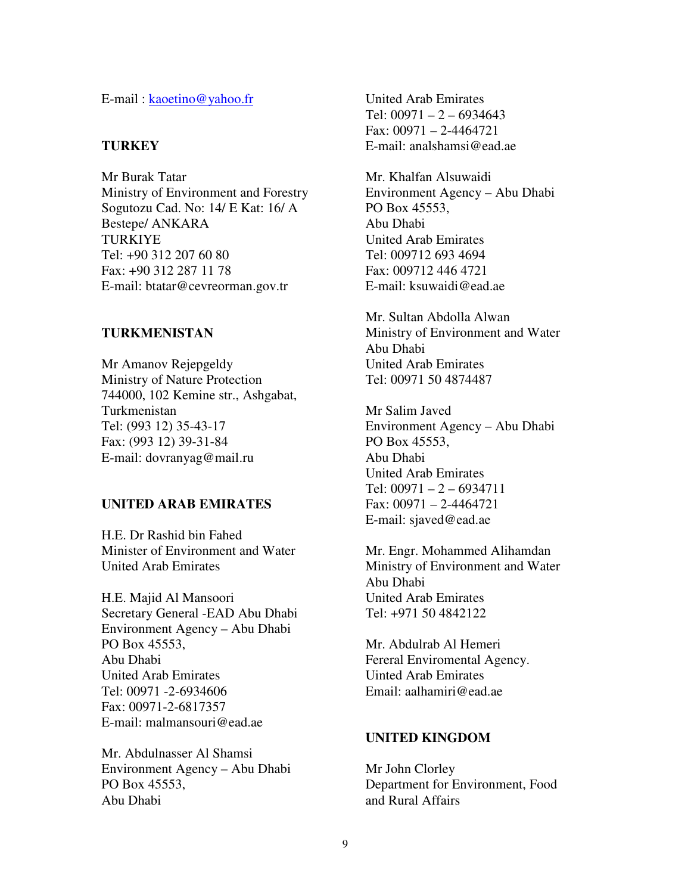E-mail : kaoetino@yahoo.fr

**TURKEY**

Mr Burak Tatar
Ministry of Environment and Forestry
Sogutozu Cad. No: 14/ E Kat: 16/ A
Bestepe/ ANKARA
TURKIYE
Tel: +90 312 207 60 80
Fax: +90 312 287 11 78
E-mail: btatar@cevreorman.gov.tr

**TURKMENISTAN**

Mr Amanov Rejepgeldy
Ministry of Nature Protection
744000, 102 Kemine str., Ashgabat,
Turkmenistan
Tel: (993 12) 35-43-17
Fax: (993 12) 39-31-84
E-mail: dovranyag@mail.ru

**UNITED ARAB EMIRATES**

H.E. Dr Rashid bin Fahed
Minister of Environment and Water
United Arab Emirates

H.E. Majid Al Mansoori
Secretary General -EAD Abu Dhabi
Environment Agency – Abu Dhabi
PO Box 45553,
Abu Dhabi
United Arab Emirates
Tel: 00971 -2-6934606
Fax: 00971-2-6817357
E-mail: malmansouri@ead.ae

Mr. Abdulnasser Al Shamsi
Environment Agency – Abu Dhabi
PO Box 45553,
Abu Dhabi
United Arab Emirates
Tel: 00971 – 2 – 6934643
Fax: 00971 – 2-4464721
E-mail: analshamsi@ead.ae

Mr. Khalfan Alsuwaidi
Environment Agency – Abu Dhabi
PO Box 45553,
Abu Dhabi
United Arab Emirates
Tel: 009712 693 4694
Fax: 009712 446 4721
E-mail: ksuwaidi@ead.ae

Mr. Sultan Abdolla Alwan
Ministry of Environment and Water
Abu Dhabi
United Arab Emirates
Tel: 00971 50 4874487

Mr Salim Javed
Environment Agency – Abu Dhabi
PO Box 45553,
Abu Dhabi
United Arab Emirates
Tel: 00971 – 2 – 6934711
Fax: 00971 – 2-4464721
E-mail: sjaved@ead.ae

Mr. Engr. Mohammed Alihamdan
Ministry of Environment and Water
Abu Dhabi
United Arab Emirates
Tel: +971 50 4842122

Mr. Abdulrab Al Hemeri
Fereral Enviromental Agency.
Uited Arab Emirates
Email: aalhamiri@ead.ae

**UNITED KINGDOM**

Mr John Clorley
Department for Environment, Food
and Rural Affairs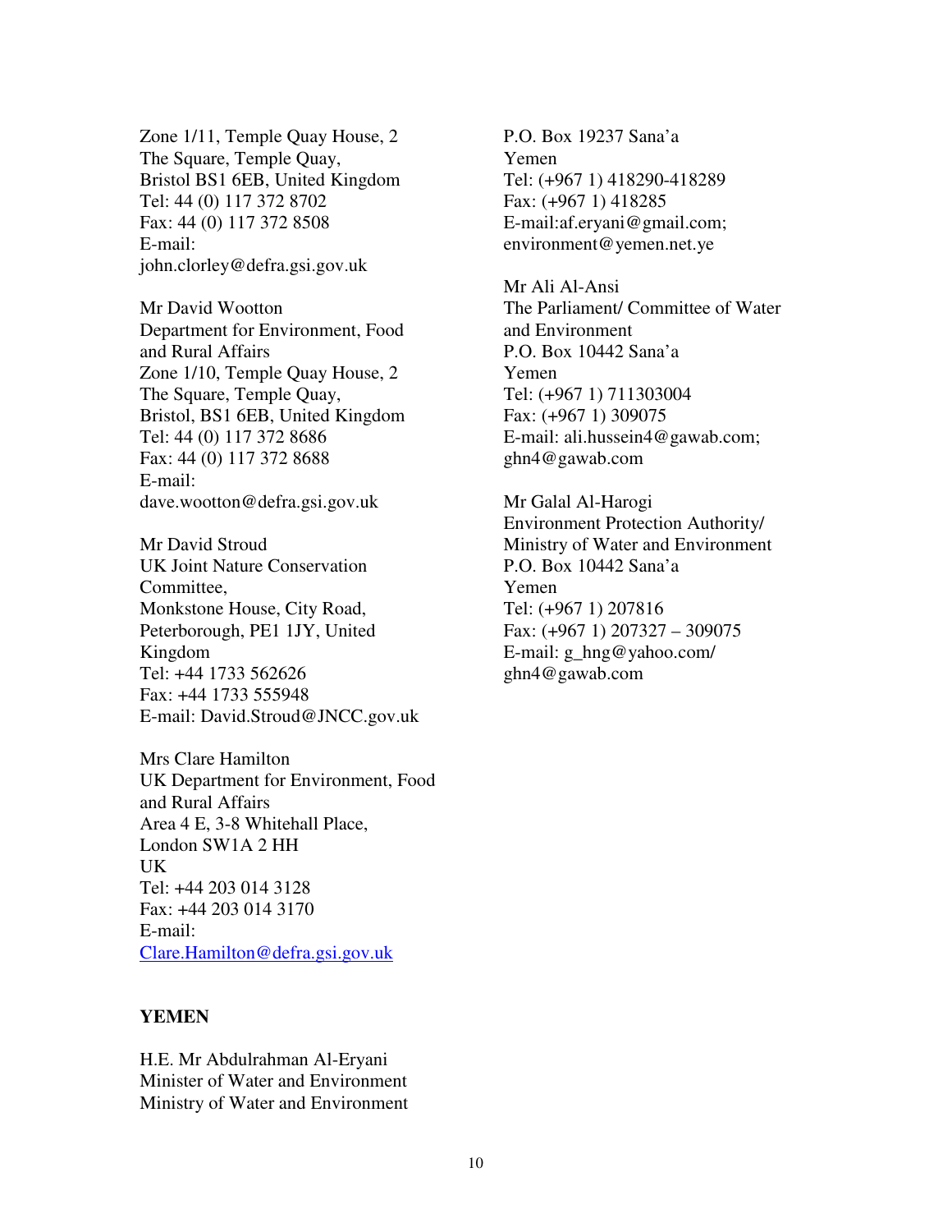Zone 1/11, Temple Quay House, 2
The Square, Temple Quay,
Bristol BS1 6EB, United Kingdom
Tel: 44 (0) 117 372 8702
Fax: 44 (0) 117 372 8508
E-mail:
john.clorley@defra.gsi.gov.uk

Mr David Wootton
Department for Environment, Food and Rural Affairs
Zone 1/10, Temple Quay House, 2
The Square, Temple Quay,
Bristol, BS1 6EB, United Kingdom
Tel: 44 (0) 117 372 8686
Fax: 44 (0) 117 372 8688
E-mail:
dave.wootton@defra.gsi.gov.uk

Mr David Stroud
UK Joint Nature Conservation Committee,
Monkstone House, City Road,
Peterborough, PE1 1JY, United Kingdom
Tel: +44 1733 562626
Fax: +44 1733 555948
E-mail: David.Stroud@JNCC.gov.uk

Mrs Clare Hamilton
UK Department for Environment, Food and Rural Affairs
Area 4 E, 3-8 Whitehall Place,
London SW1A 2 HH
UK
Tel: +44 203 014 3128
Fax: +44 203 014 3170
E-mail:
Clare.Hamilton@defra.gsi.gov.uk

**YEMEN**

H.E. Mr Abdulrahman Al-Eryani
Minister of Water and Environment
Ministry of Water and Environment
P.O. Box 19237 Sana'a
Yemen
Tel: (+967 1) 418290-418289
Fax: (+967 1) 418285
E-mail:af.eryani@gmail.com;
environment@yemen.net.ye

Mr Ali Al-Ansi
The Parliament/ Committee of Water and Environment
P.O. Box 10442 Sana'a
Yemen
Tel: (+967 1) 711303004
Fax: (+967 1) 309075
E-mail: ali.hussein4@gawab.com;
ghn4@gawab.com

Mr Galal Al-Harogi
Environment Protection Authority/
Ministry of Water and Environment
P.O. Box 10442 Sana'a
Yemen
Tel: (+967 1) 207816
Fax: (+967 1) 207327 – 309075
E-mail: g_hng@yahoo.com/
ghn4@gawab.com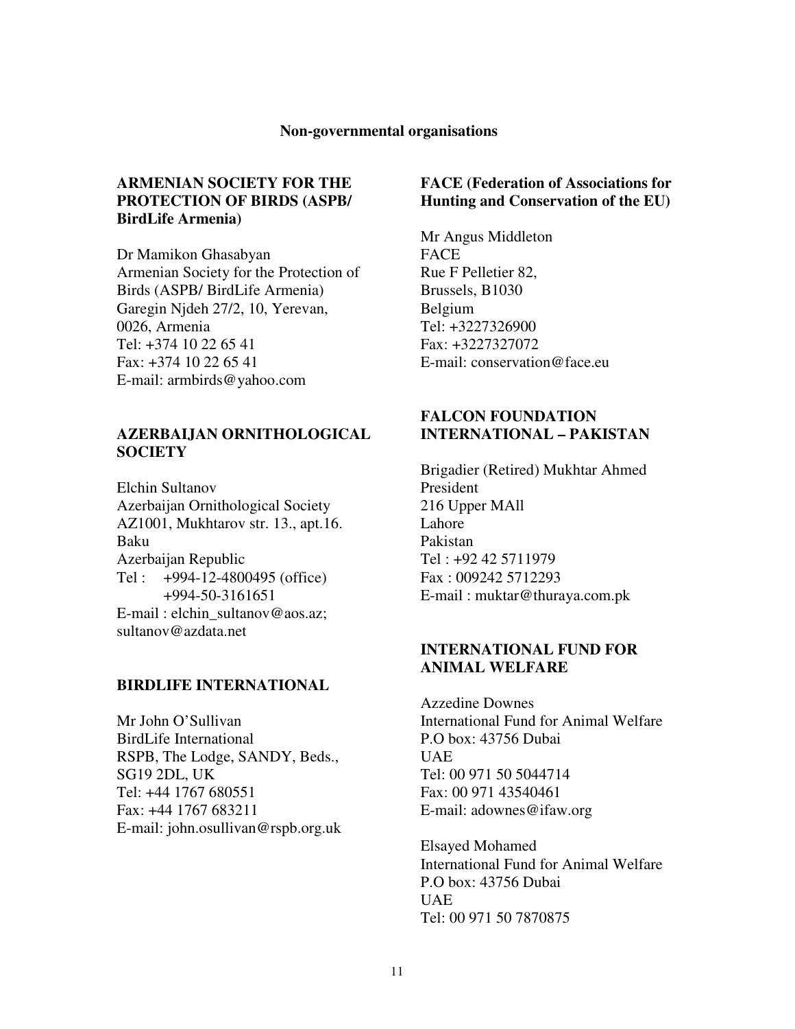## Non-governmental organisations

### ARMENIAN SOCIETY FOR THE PROTECTION OF BIRDS (ASPB/ BirdLife Armenia)

Dr Mamikon Ghasabyan
Armenian Society for the Protection of Birds (ASPB/ BirdLife Armenia)
Garegin Njdeh 27/2, 10, Yerevan, 0026, Armenia
Tel: +374 10 22 65 41
Fax: +374 10 22 65 41
E-mail: armbirds@yahoo.com

### AZERBAIJAN ORNITHOLOGICAL SOCIETY

Elchin Sultanov
Azerbaijan Ornithological Society
AZ1001, Mukhtarov str. 13., apt.16.
Baku
Azerbaijan Republic
Tel : +994-12-4800495 (office)
+994-50-3161651
E-mail : elchin_sultanov@aos.az; sultanov@azdata.net

### BIRDLIFE INTERNATIONAL

Mr John O'Sullivan
BirdLife International
RSPB, The Lodge, SANDY, Beds., SG19 2DL, UK
Tel: +44 1767 680551
Fax: +44 1767 683211
E-mail: john.osullivan@rspb.org.uk

### FACE (Federation of Associations for Hunting and Conservation of the EU)

Mr Angus Middleton
FACE
Rue F Pelletier 82,
Brussels, B1030
Belgium
Tel: +3227326900
Fax: +3227327072
E-mail: conservation@face.eu

### FALCON FOUNDATION INTERNATIONAL – PAKISTAN

Brigadier (Retired) Mukhtar Ahmed
President
216 Upper MAll
Lahore
Pakistan
Tel : +92 42 5711979
Fax : 009242 5712293
E-mail : muktar@thuraya.com.pk

### INTERNATIONAL FUND FOR ANIMAL WELFARE

Azzedine Downes
International Fund for Animal Welfare
P.O box: 43756 Dubai
UAE
Tel: 00 971 50 5044714
Fax: 00 971 43540461
E-mail: adownes@ifaw.org

Elsayed Mohamed
International Fund for Animal Welfare
P.O box: 43756 Dubai
UAE
Tel: 00 971 50 7870875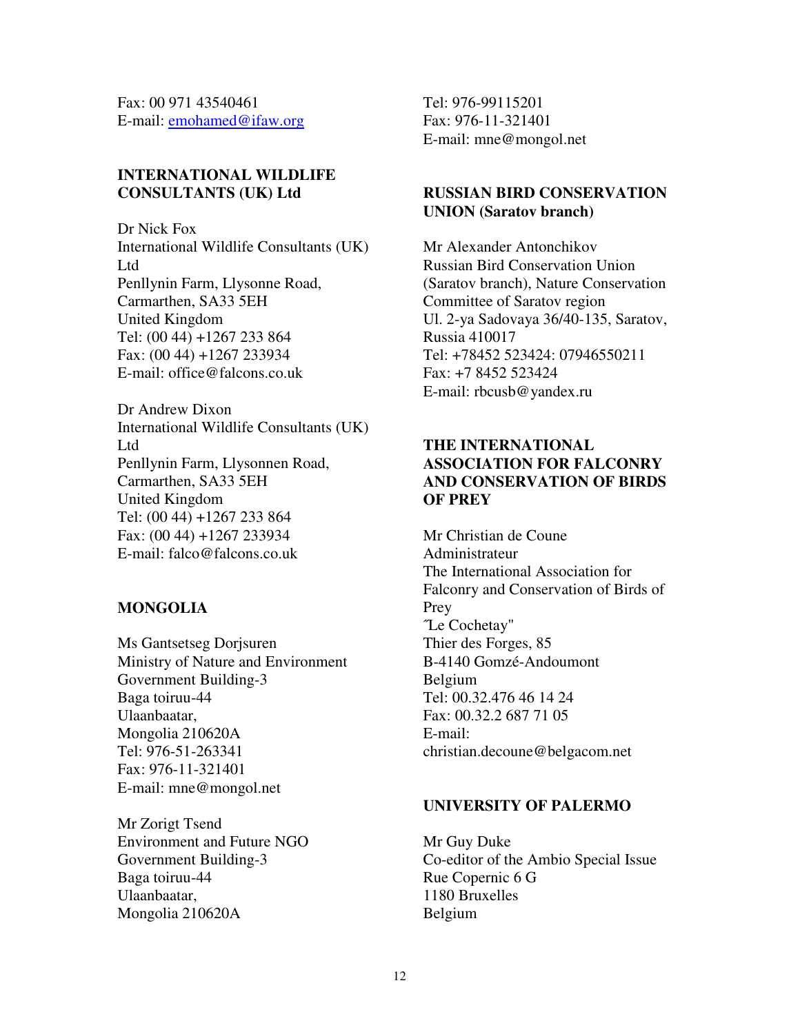Fax: 00 971 43540461
E-mail: emohamed@ifaw.org

**INTERNATIONAL WILDLIFE CONSULTANTS (UK) Ltd**

Dr Nick Fox
International Wildlife Consultants (UK) Ltd
Penllynin Farm, Llysonne Road,
Carmarthen, SA33 5EH
United Kingdom
Tel: (00 44) +1267 233 864
Fax: (00 44) +1267 233934
E-mail: office@falcons.co.uk

Dr Andrew Dixon
International Wildlife Consultants (UK) Ltd
Penllynin Farm, Llysonnen Road,
Carmarthen, SA33 5EH
United Kingdom
Tel: (00 44) +1267 233 864
Fax: (00 44) +1267 233934
E-mail: falco@falcons.co.uk

**MONGOLIA**

Ms Gantsetseg Dorjsuren
Ministry of Nature and Environment
Government Building-3
Baga toiruu-44
Ulaanbaatar,
Mongolia 210620A
Tel: 976-51-263341
Fax: 976-11-321401
E-mail: mne@mongol.net

Mr Zorigt Tsend
Environment and Future NGO
Government Building-3
Baga toiruu-44
Ulaanbaatar,
Mongolia 210620A
Tel: 976-99115201
Fax: 976-11-321401
E-mail: mne@mongol.net

**RUSSIAN BIRD CONSERVATION UNION (Saratov branch)**

Mr Alexander Antonchikov
Russian Bird Conservation Union (Saratov branch), Nature Conservation Committee of Saratov region
Ul. 2-ya Sadovaya 36/40-135, Saratov, Russia 410017
Tel: +78452 523424: 07946550211
Fax: +7 8452 523424
E-mail: rbcusb@yandex.ru

**THE INTERNATIONAL ASSOCIATION FOR FALCONRY AND CONSERVATION OF BIRDS OF PREY**

Mr Christian de Coune
Administrateur
The International Association for Falconry and Conservation of Birds of Prey
"Le Cochetay"
Thier des Forges, 85
B-4140 Gomzé-Andoumont
Belgium
Tel: 00.32.476 46 14 24
Fax: 00.32.2 687 71 05
E-mail: christian.decoune@belgacom.net

**UNIVERSITY OF PALERMO**

Mr Guy Duke
Co-editor of the Ambio Special Issue
Rue Copernic 6 G
1180 Bruxelles
Belgium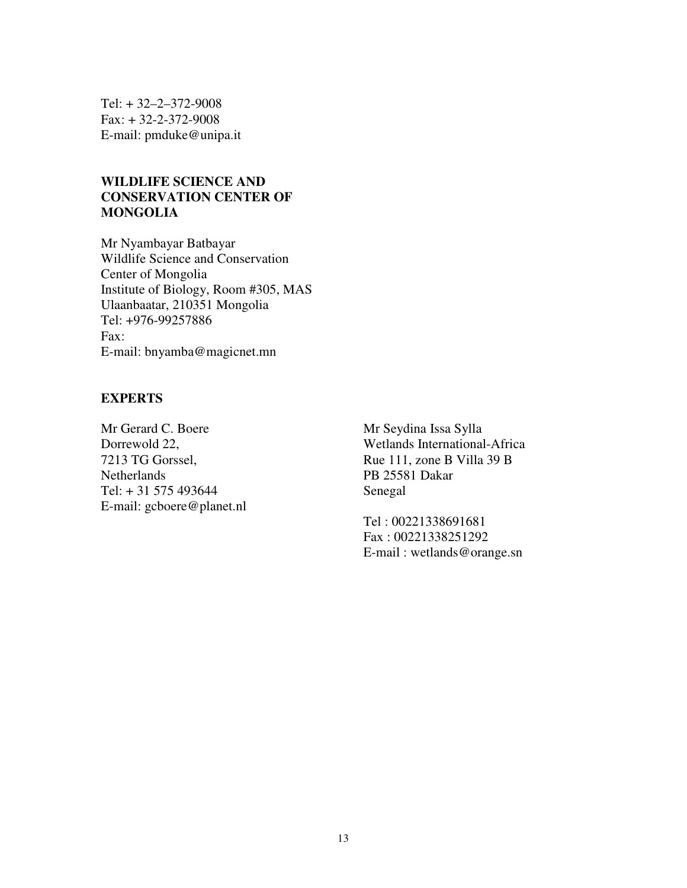Tel: + 32–2–372-9008
Fax: + 32-2-372-9008
E-mail: pmduke@unipa.it

**WILDLIFE SCIENCE AND CONSERVATION CENTER OF MONGOLIA**

Mr Nyambayar Batbayar
Wildlife Science and Conservation Center of Mongolia
Institute of Biology, Room #305, MAS
Ulaanbaatar, 210351 Mongolia
Tel: +976-99257886
Fax:
E-mail: bnyamba@magicnet.mn

**EXPERTS**

Mr Gerard C. Boere
Dorrewold 22,
7213 TG Gorssel,
Netherlands
Tel: + 31 575 493644
E-mail: gcboere@planet.nl

Mr Seydina Issa Sylla
Wetlands International-Africa
Rue 111, zone B Villa 39 B
PB 25581 Dakar
Senegal

Tel : 00221338691681
Fax : 00221338251292
E-mail : wetlands@orange.sn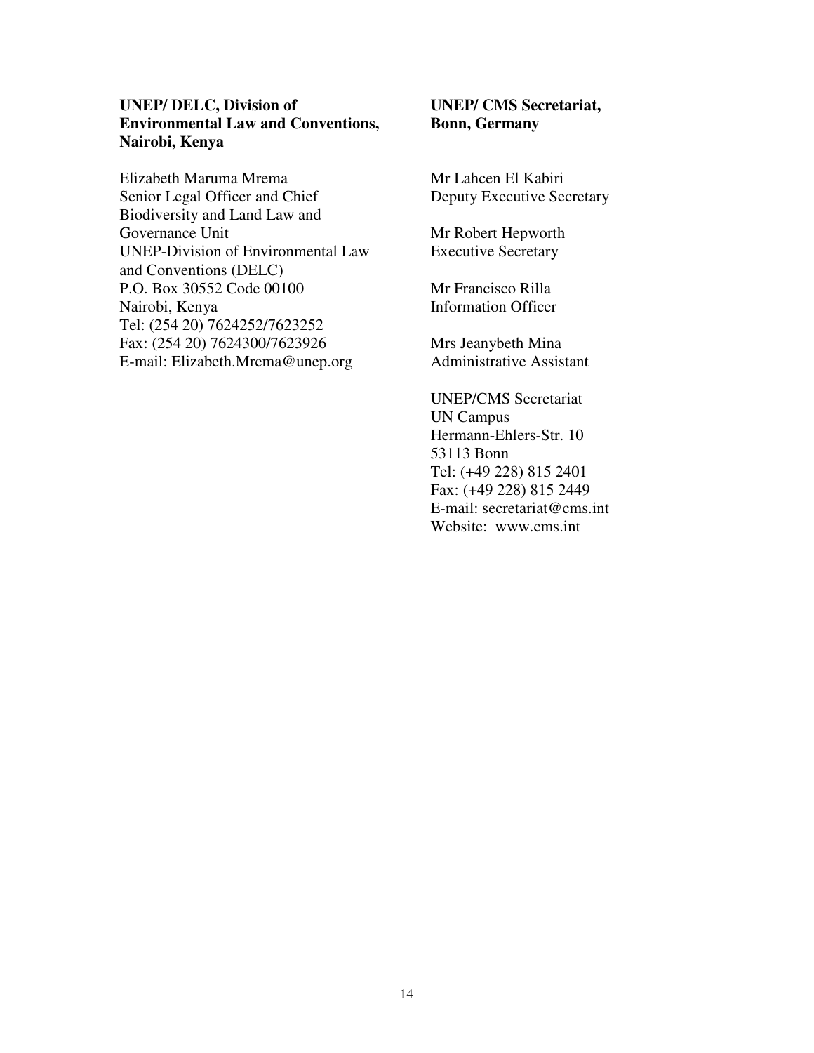**UNEP/ DELC, Division of Environmental Law and Conventions, Nairobi, Kenya**

Elizabeth Maruma Mrema
Senior Legal Officer and Chief
Biodiversity and Land Law and Governance Unit
UNEP-Division of Environmental Law and Conventions (DELC)
P.O. Box 30552 Code 00100
Nairobi, Kenya
Tel: (254 20) 7624252/7623252
Fax: (254 20) 7624300/7623926
E-mail: Elizabeth.Mrema@unep.org

**UNEP/ CMS Secretariat, Bonn, Germany**

Mr Lahcen El Kabiri
Deputy Executive Secretary

Mr Robert Hepworth
Executive Secretary

Mr Francisco Rilla
Information Officer

Mrs Jeanybeth Mina
Administrative Assistant

UNEP/CMS Secretariat
UN Campus
Hermann-Ehlers-Str. 10
53113 Bonn
Tel: (+49 228) 815 2401
Fax: (+49 228) 815 2449
E-mail: secretariat@cms.int
Website: www.cms.int